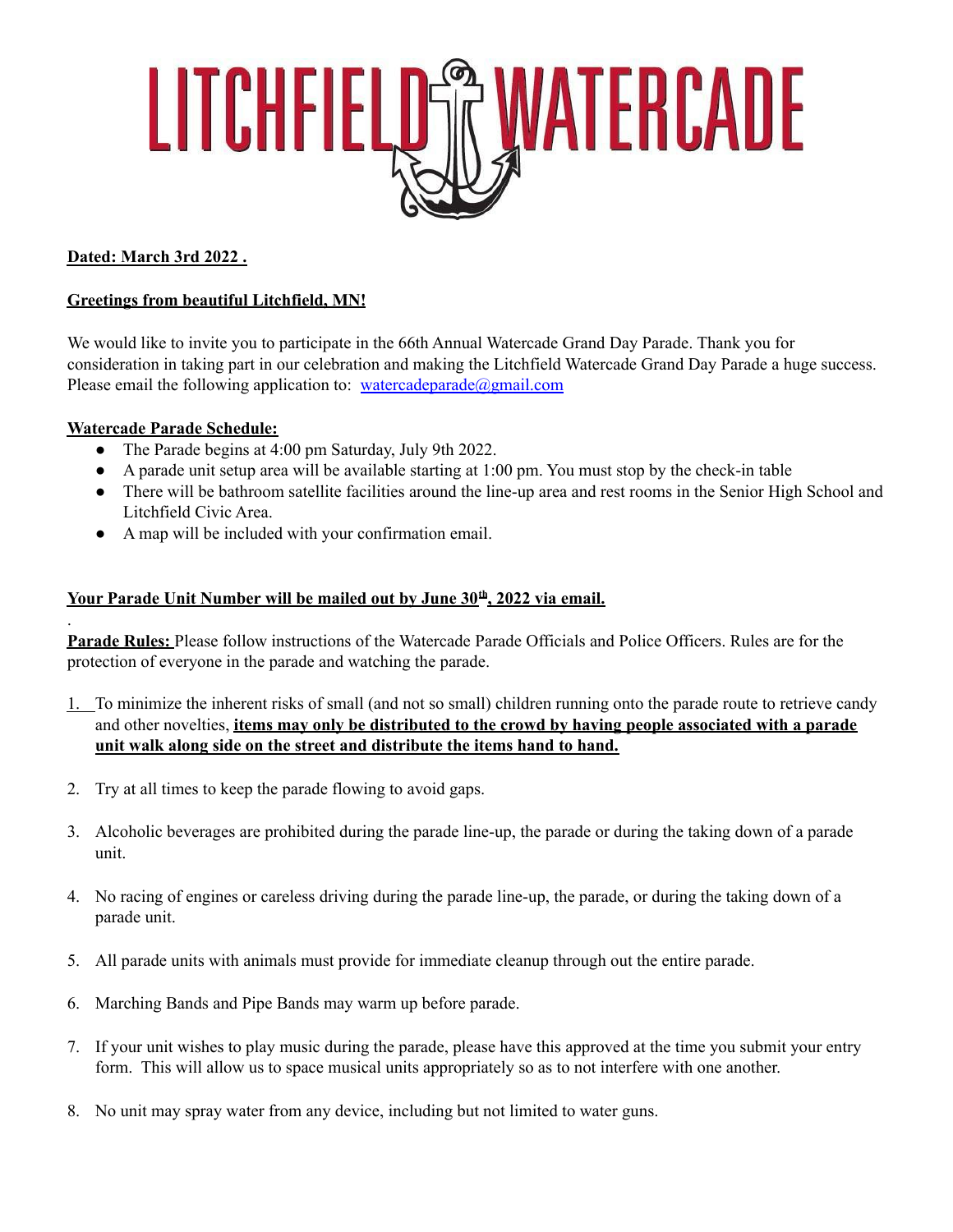# LITCHFIELD WATERCADE

**Dated: March 3rd 2022 .**

**Greetings from beautiful Litchfield, MN!**

We would like to invite you to participate in the 66th Annual Watercade Grand Day Parade. Thank you for consideration in taking part in our celebration and making the Litchfield Watercade Grand Day Parade a huge success. Please email the following application to: watercadeparade@gmail.com

**Watercade Parade Schedule:**

- The Parade begins at 4:00 pm Saturday, July 9th 2022.
- A parade unit setup area will be available starting at 1:00 pm. You must stop by the check-in table
- There will be bathroom satellite facilities around the line-up area and rest rooms in the Senior High School and Litchfield Civic Area.
- A map will be included with your confirmation email.

**Your Parade Unit Number will be mailed out by June 30th, 2022 via email.**

.

**Parade Rules:** Please follow instructions of the Watercade Parade Officials and Police Officers. Rules are for the protection of everyone in the parade and watching the parade.

1. To minimize the inherent risks of small (and not so small) children running onto the parade route to retrieve candy and other novelties, **items may only be distributed to the crowd by having people associated with a parade unit walk along side on the street and distribute the items hand to hand.**

2. Try at all times to keep the parade flowing to avoid gaps.

3. Alcoholic beverages are prohibited during the parade line-up, the parade or during the taking down of a parade unit.

4. No racing of engines or careless driving during the parade line-up, the parade, or during the taking down of a parade unit.

5. All parade units with animals must provide for immediate cleanup through out the entire parade.

6. Marching Bands and Pipe Bands may warm up before parade.

7. If your unit wishes to play music during the parade, please have this approved at the time you submit your entry form. This will allow us to space musical units appropriately so as to not interfere with one another.

8. No unit may spray water from any device, including but not limited to water guns.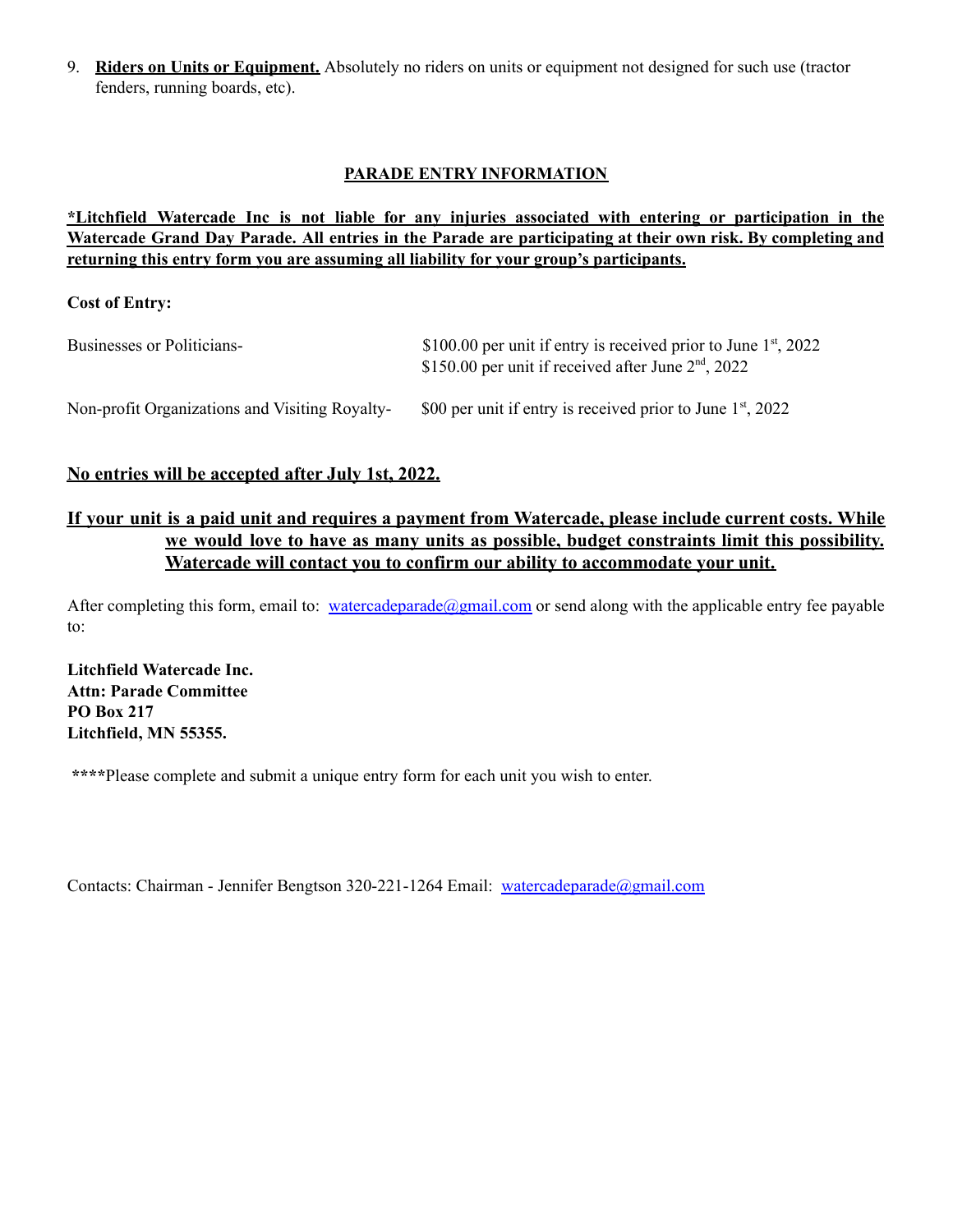9. **Riders on Units or Equipment.** Absolutely no riders on units or equipment not designed for such use (tractor fenders, running boards, etc).

## PARADE ENTRY INFORMATION

***Litchfield Watercade Inc is not liable for any injuries associated with entering or participation in the Watercade Grand Day Parade. All entries in the Parade are participating at their own risk. By completing and returning this entry form you are assuming all liability for your group's participants.**

**Cost of Entry:**

| | |
|---|---|
| Businesses or Politicians- | \$100.00 per unit if entry is received prior to June 1st, 2022<br>\$150.00 per unit if received after June 2nd, 2022 |
| Non-profit Organizations and Visiting Royalty- | \$00 per unit if entry is received prior to June 1st, 2022 |

**No entries will be accepted after July 1st, 2022.**

**If your unit is a paid unit and requires a payment from Watercade, please include current costs. While we would love to have as many units as possible, budget constraints limit this possibility. Watercade will contact you to confirm our ability to accommodate your unit.**

After completing this form, email to: watercadeparade@gmail.com or send along with the applicable entry fee payable to:

**Litchfield Watercade Inc.**
**Attn: Parade Committee**
**PO Box 217**
**Litchfield, MN 55355.**

****Please complete and submit a unique entry form for each unit you wish to enter.

Contacts: Chairman - Jennifer Bengtson 320-221-1264 Email: watercadeparade@gmail.com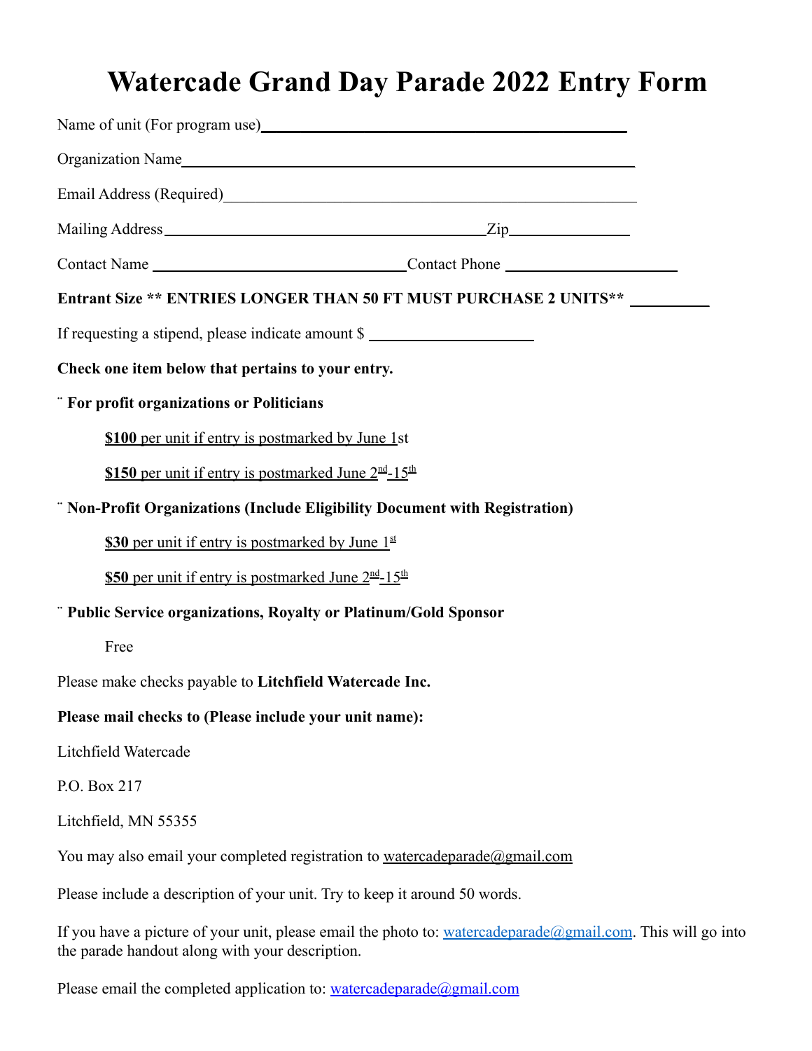# Watercade Grand Day Parade 2022 Entry Form

Name of unit (For program use)\_\_\_\_\_\_\_\_\_\_\_\_\_\_\_\_\_\_\_\_\_\_\_\_\_\_\_\_\_\_\_\_\_\_\_\_\_\_\_\_\_\_\_\_

Organization Name\_\_\_\_\_\_\_\_\_\_\_\_\_\_\_\_\_\_\_\_\_\_\_\_\_\_\_\_\_\_\_\_\_\_\_\_\_\_\_\_\_\_\_\_\_\_\_\_\_\_\_\_\_\_

Email Address (Required)\_\_\_\_\_\_\_\_\_\_\_\_\_\_\_\_\_\_\_\_\_\_\_\_\_\_\_\_\_\_\_\_\_\_\_\_\_\_\_\_\_\_\_\_\_\_\_\_\_\_

Mailing Address\_\_\_\_\_\_\_\_\_\_\_\_\_\_\_\_\_\_\_\_\_\_\_\_\_\_\_\_\_\_\_\_\_\_\_\_\_\_Zip\_\_\_\_\_\_\_\_\_\_\_\_\_\_\_

Contact Name \_\_\_\_\_\_\_\_\_\_\_\_\_\_\_\_\_\_\_\_\_\_\_\_\_\_\_\_\_\_\_\_Contact Phone \_\_\_\_\_\_\_\_\_\_\_\_\_\_\_\_\_\_\_\_\_\_

**Entrant Size \*\* ENTRIES LONGER THAN 50 FT MUST PURCHASE 2 UNITS\*\*** \_\_\_\_\_\_\_\_\_\_

If requesting a stipend, please indicate amount $ \_\_\_\_\_\_\_\_\_\_\_\_\_\_\_\_\_\_\_\_\_

**Check one item below that pertains to your entry.**

¨ **For profit organizations or Politicians**

- **$100** per unit if entry is postmarked by June 1st
- **$150** per unit if entry is postmarked June 2nd-15th

¨ **Non-Profit Organizations (Include Eligibility Document with Registration)**

- **$30** per unit if entry is postmarked by June 1st
- **$50** per unit if entry is postmarked June 2nd-15th

¨ **Public Service organizations, Royalty or Platinum/Gold Sponsor**

- Free

Please make checks payable to **Litchfield Watercade Inc.**

**Please mail checks to (Please include your unit name):**

Litchfield Watercade

P.O. Box 217

Litchfield, MN 55355

You may also email your completed registration to watercadeparade@gmail.com

Please include a description of your unit. Try to keep it around 50 words.

If you have a picture of your unit, please email the photo to: watercadeparade@gmail.com. This will go into the parade handout along with your description.

Please email the completed application to: watercadeparade@gmail.com